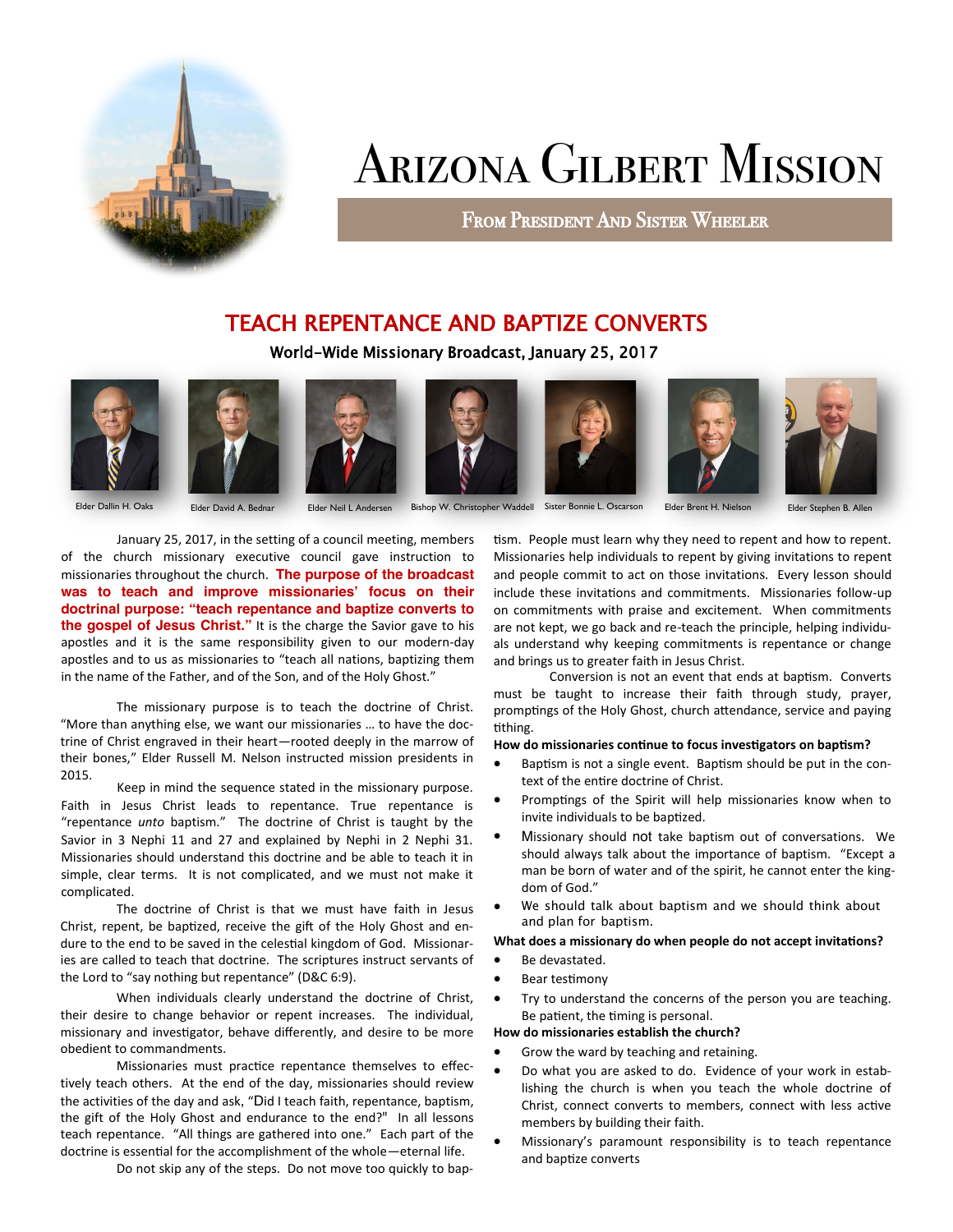# Arizona Gilbert Mission

From President And Sister Wheeler

## TEACH REPENTANCE AND BAPTIZE CONVERTS

**World-Wide Missionary Broadcast, January 25, 2017**

Elder Dallin H. Oaks | Elder David A. Bednar | Elder Neil L Andersen | Bishop W. Christopher Waddell | Sister Bonnie L. Oscarson | Elder Brent H. Nielson | Elder Stephen B. Allen

January 25, 2017, in the setting of a council meeting, members of the church missionary executive council gave instruction to missionaries throughout the church. **The purpose of the broadcast was to teach and improve missionaries' focus on their doctrinal purpose: "teach repentance and baptize converts to the gospel of Jesus Christ."** It is the charge the Savior gave to his apostles and it is the same responsibility given to our modern-day apostles and to us as missionaries to "teach all nations, baptizing them in the name of the Father, and of the Son, and of the Holy Ghost."

The missionary purpose is to teach the doctrine of Christ. "More than anything else, we want our missionaries … to have the doctrine of Christ engraved in their heart—rooted deeply in the marrow of their bones," Elder Russell M. Nelson instructed mission presidents in 2015.

Keep in mind the sequence stated in the missionary purpose. Faith in Jesus Christ leads to repentance. True repentance is "repentance *unto* baptism." The doctrine of Christ is taught by the Savior in 3 Nephi 11 and 27 and explained by Nephi in 2 Nephi 31. Missionaries should understand this doctrine and be able to teach it in simple, clear terms. It is not complicated, and we must not make it complicated.

The doctrine of Christ is that we must have faith in Jesus Christ, repent, be baptized, receive the gift of the Holy Ghost and endure to the end to be saved in the celestial kingdom of God. Missionaries are called to teach that doctrine. The scriptures instruct servants of the Lord to "say nothing but repentance" (D&C 6:9).

When individuals clearly understand the doctrine of Christ, their desire to change behavior or repent increases. The individual, missionary and investigator, behave differently, and desire to be more obedient to commandments.

Missionaries must practice repentance themselves to effectively teach others. At the end of the day, missionaries should review the activities of the day and ask, "Did I teach faith, repentance, baptism, the gift of the Holy Ghost and endurance to the end?" In all lessons teach repentance. "All things are gathered into one." Each part of the doctrine is essential for the accomplishment of the whole—eternal life.

Do not skip any of the steps. Do not move too quickly to baptism. People must learn why they need to repent and how to repent. Missionaries help individuals to repent by giving invitations to repent and people commit to act on those invitations. Every lesson should include these invitations and commitments. Missionaries follow-up on commitments with praise and excitement. When commitments are not kept, we go back and re-teach the principle, helping individuals understand why keeping commitments is repentance or change and brings us to greater faith in Jesus Christ.

Conversion is not an event that ends at baptism. Converts must be taught to increase their faith through study, prayer, promptings of the Holy Ghost, church attendance, service and paying tithing.

**How do missionaries continue to focus investigators on baptism?**

- Baptism is not a single event. Baptism should be put in the context of the entire doctrine of Christ.
- Promptings of the Spirit will help missionaries know when to invite individuals to be baptized.
- Missionary should not take baptism out of conversations. We should always talk about the importance of baptism. "Except a man be born of water and of the spirit, he cannot enter the kingdom of God."
- We should talk about baptism and we should think about and plan for baptism.

**What does a missionary do when people do not accept invitations?**

- Be devastated.
- Bear testimony
- Try to understand the concerns of the person you are teaching. Be patient, the timing is personal.

**How do missionaries establish the church?**

- Grow the ward by teaching and retaining.
- Do what you are asked to do. Evidence of your work in establishing the church is when you teach the whole doctrine of Christ, connect converts to members, connect with less active members by building their faith.
- Missionary's paramount responsibility is to teach repentance and baptize converts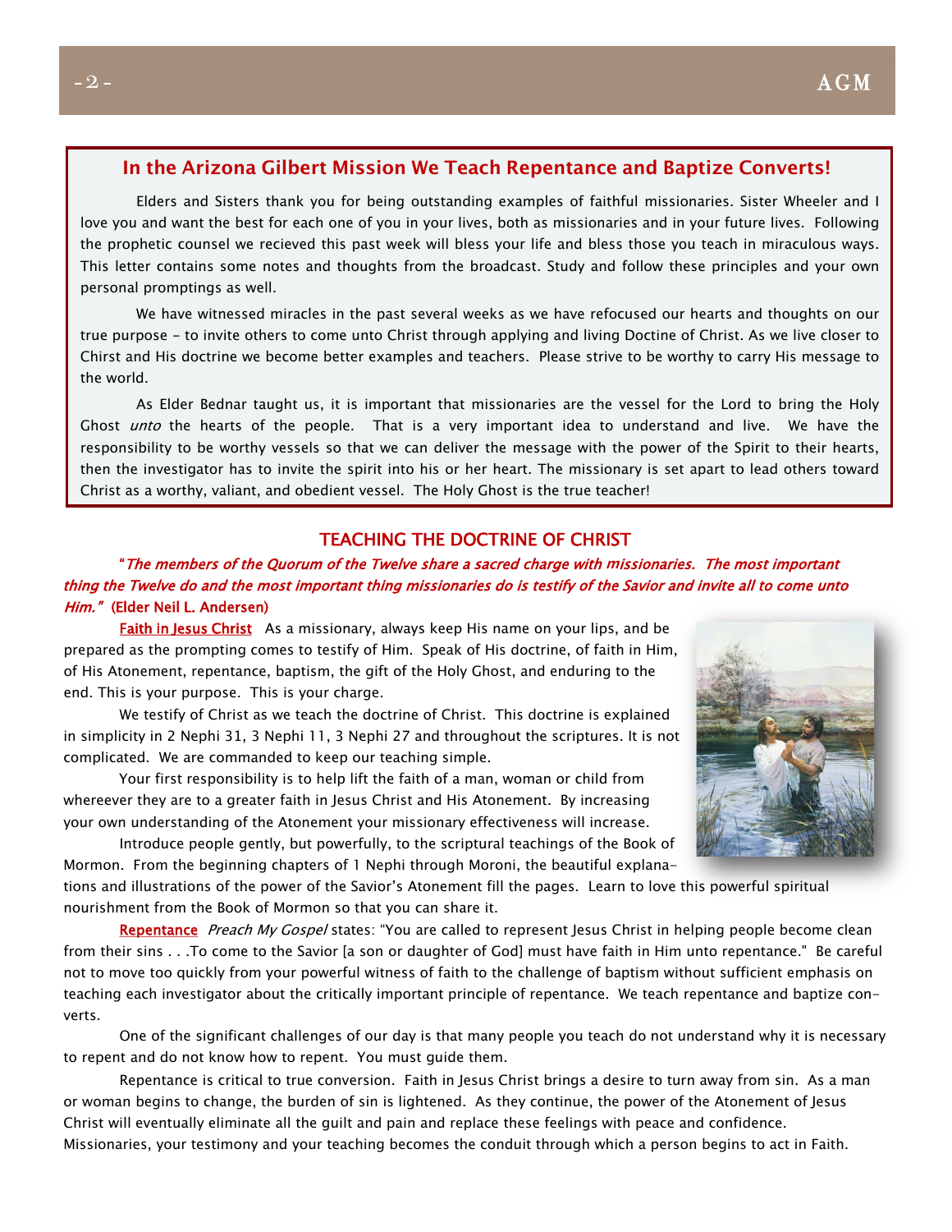## In the Arizona Gilbert Mission We Teach Repentance and Baptize Converts!

Elders and Sisters thank you for being outstanding examples of faithful missionaries. Sister Wheeler and I love you and want the best for each one of you in your lives, both as missionaries and in your future lives. Following the prophetic counsel we recieved this past week will bless your life and bless those you teach in miraculous ways. This letter contains some notes and thoughts from the broadcast. Study and follow these principles and your own personal promptings as well.

We have witnessed miracles in the past several weeks as we have refocused our hearts and thoughts on our true purpose – to invite others to come unto Christ through applying and living Doctine of Christ. As we live closer to Chirst and His doctrine we become better examples and teachers. Please strive to be worthy to carry His message to the world.

As Elder Bednar taught us, it is important that missionaries are the vessel for the Lord to bring the Holy Ghost *unto* the hearts of the people. That is a very important idea to understand and live. We have the responsibility to be worthy vessels so that we can deliver the message with the power of the Spirit to their hearts, then the investigator has to invite the spirit into his or her heart. The missionary is set apart to lead others toward Christ as a worthy, valiant, and obedient vessel. The Holy Ghost is the true teacher!

## TEACHING THE DOCTRINE OF CHRIST

"*The members of the Quorum of the Twelve share a sacred charge with missionaries. The most important thing the Twelve do and the most important thing missionaries do is testify of the Savior and invite all to come unto Him."* **(Elder Neil L. Andersen)**

**Faith in Jesus Christ** As a missionary, always keep His name on your lips, and be prepared as the prompting comes to testify of Him. Speak of His doctrine, of faith in Him, of His Atonement, repentance, baptism, the gift of the Holy Ghost, and enduring to the end. This is your purpose. This is your charge.

We testify of Christ as we teach the doctrine of Christ. This doctrine is explained in simplicity in 2 Nephi 31, 3 Nephi 11, 3 Nephi 27 and throughout the scriptures. It is not complicated. We are commanded to keep our teaching simple.

Your first responsibility is to help lift the faith of a man, woman or child from whereever they are to a greater faith in Jesus Christ and His Atonement. By increasing your own understanding of the Atonement your missionary effectiveness will increase.

Introduce people gently, but powerfully, to the scriptural teachings of the Book of Mormon. From the beginning chapters of 1 Nephi through Moroni, the beautiful explanations and illustrations of the power of the Savior's Atonement fill the pages. Learn to love this powerful spiritual nourishment from the Book of Mormon so that you can share it.

**Repentance** *Preach My Gospel* states: "You are called to represent Jesus Christ in helping people become clean from their sins . . .To come to the Savior [a son or daughter of God] must have faith in Him unto repentance." Be careful not to move too quickly from your powerful witness of faith to the challenge of baptism without sufficient emphasis on teaching each investigator about the critically important principle of repentance. We teach repentance and baptize converts.

One of the significant challenges of our day is that many people you teach do not understand why it is necessary to repent and do not know how to repent. You must guide them.

Repentance is critical to true conversion. Faith in Jesus Christ brings a desire to turn away from sin. As a man or woman begins to change, the burden of sin is lightened. As they continue, the power of the Atonement of Jesus Christ will eventually eliminate all the guilt and pain and replace these feelings with peace and confidence. Missionaries, your testimony and your teaching becomes the conduit through which a person begins to act in Faith.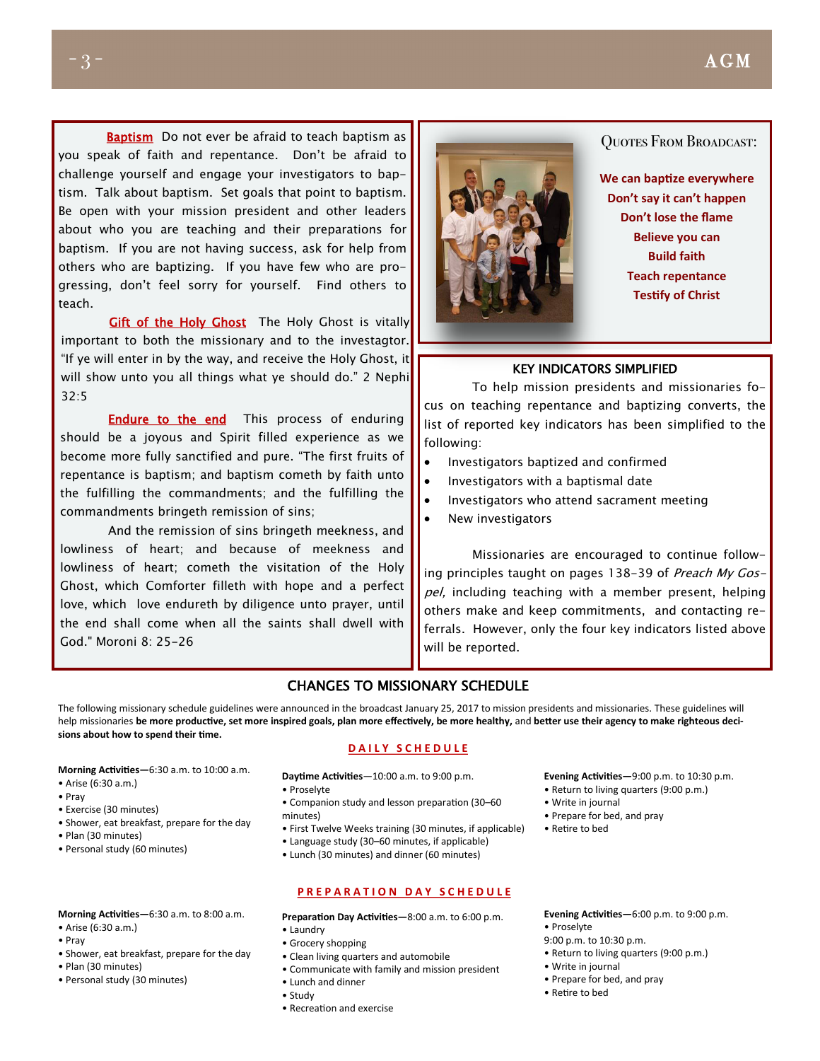**Baptism** Do not ever be afraid to teach baptism as you speak of faith and repentance. Don't be afraid to challenge yourself and engage your investigators to baptism. Talk about baptism. Set goals that point to baptism. Be open with your mission president and other leaders about who you are teaching and their preparations for baptism. If you are not having success, ask for help from others who are baptizing. If you have few who are progressing, don't feel sorry for yourself. Find others to teach.

**Gift of the Holy Ghost** The Holy Ghost is vitally important to both the missionary and to the investigator. "If ye will enter in by the way, and receive the Holy Ghost, it will show unto you all things what ye should do." 2 Nephi 32:5

**Endure to the end** This process of enduring should be a joyous and Spirit filled experience as we become more fully sanctified and pure. "The first fruits of repentance is baptism; and baptism cometh by faith unto the fulfilling the commandments; and the fulfilling the commandments bringeth remission of sins;

And the remission of sins bringeth meekness, and lowliness of heart; and because of meekness and lowliness of heart; cometh the visitation of the Holy Ghost, which Comforter filleth with hope and a perfect love, which love endureth by diligence unto prayer, until the end shall come when all the saints shall dwell with God." Moroni 8: 25-26

## Quotes From Broadcast:

**We can baptize everywhere**
**Don't say it can't happen**
**Don't lose the flame**
**Believe you can**
**Build faith**
**Teach repentance**
**Testify of Christ**

## KEY INDICATORS SIMPLIFIED

To help mission presidents and missionaries focus on teaching repentance and baptizing converts, the list of reported key indicators has been simplified to the following:

- Investigators baptized and confirmed
- Investigators with a baptismal date
- Investigators who attend sacrament meeting
- New investigators

Missionaries are encouraged to continue following principles taught on pages 138-39 of *Preach My Gospel,* including teaching with a member present, helping others make and keep commitments, and contacting referrals. However, only the four key indicators listed above will be reported.

## CHANGES TO MISSIONARY SCHEDULE

The following missionary schedule guidelines were announced in the broadcast January 25, 2017 to mission presidents and missionaries. These guidelines will help missionaries **be more productive, set more inspired goals, plan more effectively, be more healthy,** and **better use their agency to make righteous decisions about how to spend their time.**

### DAILY SCHEDULE

**Morning Activities—**6:30 a.m. to 10:00 a.m.
- Arise (6:30 a.m.)
- Pray
- Exercise (30 minutes)
- Shower, eat breakfast, prepare for the day
- Plan (30 minutes)
- Personal study (60 minutes)

**Daytime Activities**—10:00 a.m. to 9:00 p.m.
- Proselyte
- Companion study and lesson preparation (30–60 minutes)
- First Twelve Weeks training (30 minutes, if applicable)
- Language study (30–60 minutes, if applicable)
- Lunch (30 minutes) and dinner (60 minutes)

**Evening Activities—**9:00 p.m. to 10:30 p.m.
- Return to living quarters (9:00 p.m.)
- Write in journal
- Prepare for bed, and pray
- Retire to bed

### PREPARATION DAY SCHEDULE

**Morning Activities—**6:30 a.m. to 8:00 a.m.
- Arise (6:30 a.m.)
- Pray
- Shower, eat breakfast, prepare for the day
- Plan (30 minutes)
- Personal study (30 minutes)

**Preparation Day Activities—**8:00 a.m. to 6:00 p.m.
- Laundry
- Grocery shopping
- Clean living quarters and automobile
- Communicate with family and mission president
- Lunch and dinner
- Study
- Recreation and exercise

**Evening Activities—**6:00 p.m. to 9:00 p.m.
- Proselyte

9:00 p.m. to 10:30 p.m.
- Return to living quarters (9:00 p.m.)
- Write in journal
- Prepare for bed, and pray
- Retire to bed